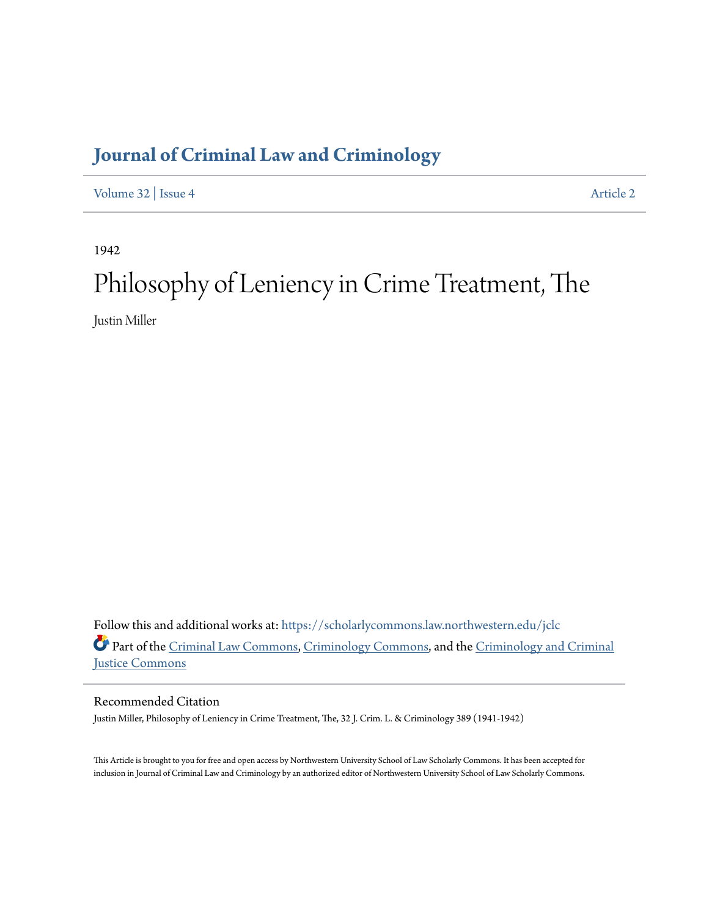# Journal of Criminal Law and Criminology

Volume 32 | Issue 4 — Article 2

1942

# Philosophy of Leniency in Crime Treatment, The

Justin Miller

Follow this and additional works at: https://scholarlycommons.law.northwestern.edu/jclc

Part of the Criminal Law Commons, Criminology Commons, and the Criminology and Criminal Justice Commons

## Recommended Citation

Justin Miller, Philosophy of Leniency in Crime Treatment, The, 32 J. Crim. L. & Criminology 389 (1941-1942)

This Article is brought to you for free and open access by Northwestern University School of Law Scholarly Commons. It has been accepted for inclusion in Journal of Criminal Law and Criminology by an authorized editor of Northwestern University School of Law Scholarly Commons.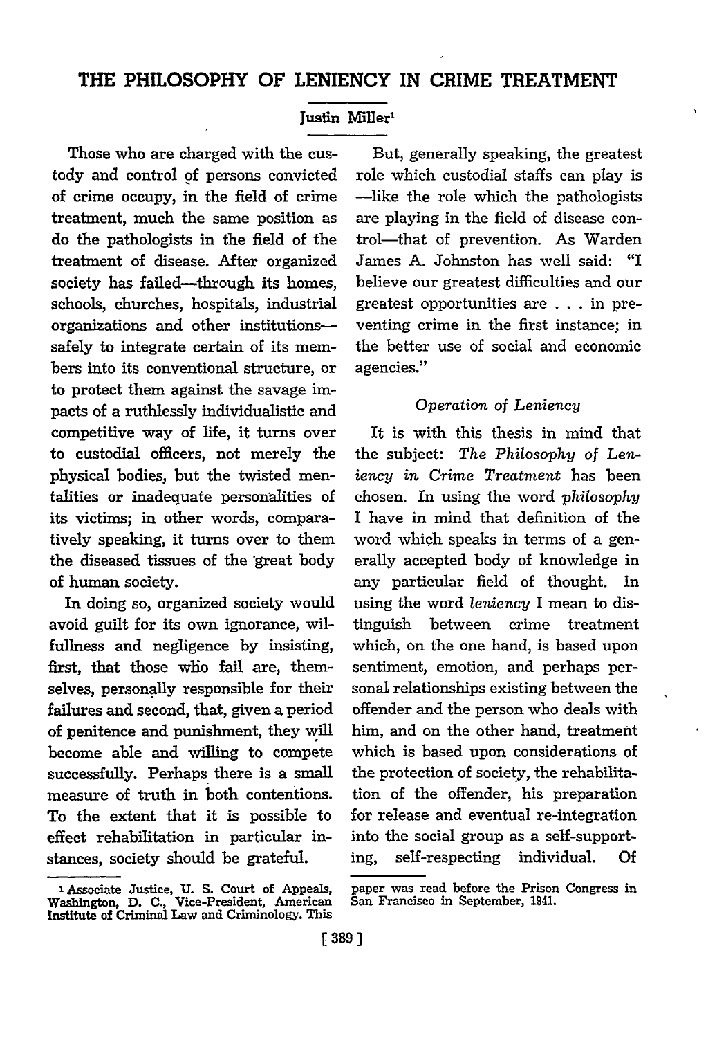# THE PHILOSOPHY OF LENIENCY IN CRIME TREATMENT

Justin Miller[1]

Those who are charged with the custody and control of persons convicted of crime occupy, in the field of crime treatment, much the same position as do the pathologists in the field of the treatment of disease. After organized society has failed—through its homes, schools, churches, hospitals, industrial organizations and other institutions—safely to integrate certain of its members into its conventional structure, or to protect them against the savage impacts of a ruthlessly individualistic and competitive way of life, it turns over to custodial officers, not merely the physical bodies, but the twisted mentalities or inadequate personalities of its victims; in other words, comparatively speaking, it turns over to them the diseased tissues of the great body of human society.

In doing so, organized society would avoid guilt for its own ignorance, wilfullness and negligence by insisting, first, that those who fail are, themselves, personally responsible for their failures and second, that, given a period of penitence and punishment, they will become able and willing to compete successfully. Perhaps there is a small measure of truth in both contentions. To the extent that it is possible to effect rehabilitation in particular instances, society should be grateful.

But, generally speaking, the greatest role which custodial staffs can play is—like the role which the pathologists are playing in the field of disease control—that of prevention. As Warden James A. Johnston has well said: "I believe our greatest difficulties and our greatest opportunities are . . . in preventing crime in the first instance; in the better use of social and economic agencies."

*Operation of Leniency*

It is with this thesis in mind that the subject: *The Philosophy of Leniency in Crime Treatment* has been chosen. In using the word *philosophy* I have in mind that definition of the word which speaks in terms of a generally accepted body of knowledge in any particular field of thought. In using the word *leniency* I mean to distinguish between crime treatment which, on the one hand, is based upon sentiment, emotion, and perhaps personal relationships existing between the offender and the person who deals with him, and on the other hand, treatment which is based upon considerations of the protection of society, the rehabilitation of the offender, his preparation for release and eventual re-integration into the social group as a self-supporting, self-respecting individual. Of

[1] Associate Justice, U. S. Court of Appeals, Washington, D. C., Vice-President, American Institute of Criminal Law and Criminology. This paper was read before the Prison Congress in San Francisco in September, 1941.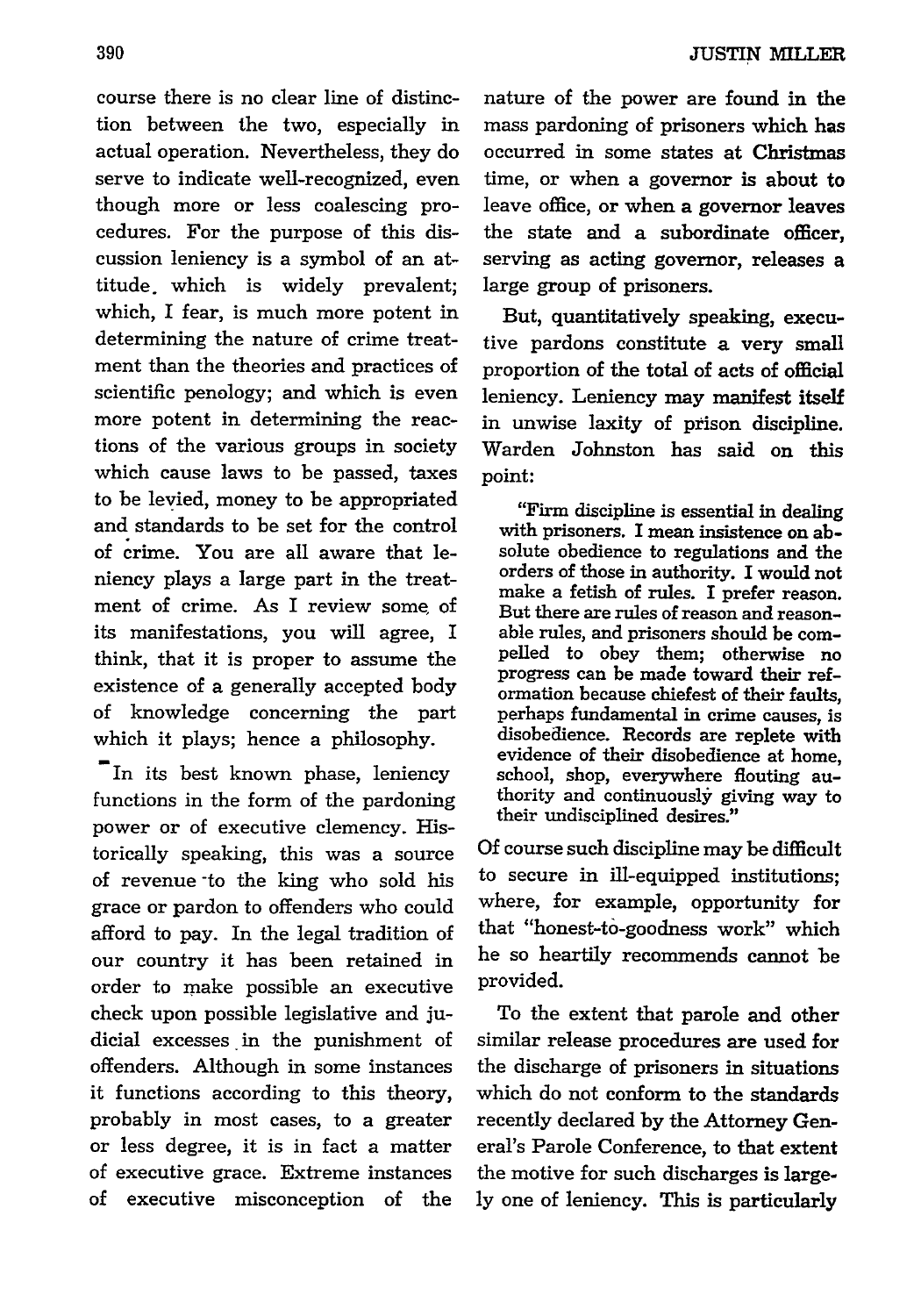course there is no clear line of distinction between the two, especially in actual operation. Nevertheless, they do serve to indicate well-recognized, even though more or less coalescing procedures. For the purpose of this discussion leniency is a symbol of an attitude which is widely prevalent; which, I fear, is much more potent in determining the nature of crime treatment than the theories and practices of scientific penology; and which is even more potent in determining the reactions of the various groups in society which cause laws to be passed, taxes to be levied, money to be appropriated and standards to be set for the control of crime. You are all aware that leniency plays a large part in the treatment of crime. As I review some of its manifestations, you will agree, I think, that it is proper to assume the existence of a generally accepted body of knowledge concerning the part which it plays; hence a philosophy.

In its best known phase, leniency functions in the form of the pardoning power or of executive clemency. Historically speaking, this was a source of revenue to the king who sold his grace or pardon to offenders who could afford to pay. In the legal tradition of our country it has been retained in order to make possible an executive check upon possible legislative and judicial excesses in the punishment of offenders. Although in some instances it functions according to this theory, probably in most cases, to a greater or less degree, it is in fact a matter of executive grace. Extreme instances of executive misconception of the nature of the power are found in the mass pardoning of prisoners which has occurred in some states at Christmas time, or when a governor is about to leave office, or when a governor leaves the state and a subordinate officer, serving as acting governor, releases a large group of prisoners.

But, quantitatively speaking, executive pardons constitute a very small proportion of the total of acts of official leniency. Leniency may manifest itself in unwise laxity of prison discipline. Warden Johnston has said on this point:

> "Firm discipline is essential in dealing with prisoners. I mean insistence on absolute obedience to regulations and the orders of those in authority. I would not make a fetish of rules. I prefer reason. But there are rules of reason and reasonable rules, and prisoners should be compelled to obey them; otherwise no progress can be made toward their reformation because chiefest of their faults, perhaps fundamental in crime causes, is disobedience. Records are replete with evidence of their disobedience at home, school, shop, everywhere flouting authority and continuously giving way to their undisciplined desires."

Of course such discipline may be difficult to secure in ill-equipped institutions; where, for example, opportunity for that "honest-to-goodness work" which he so heartily recommends cannot be provided.

To the extent that parole and other similar release procedures are used for the discharge of prisoners in situations which do not conform to the standards recently declared by the Attorney General's Parole Conference, to that extent the motive for such discharges is largely one of leniency. This is particularly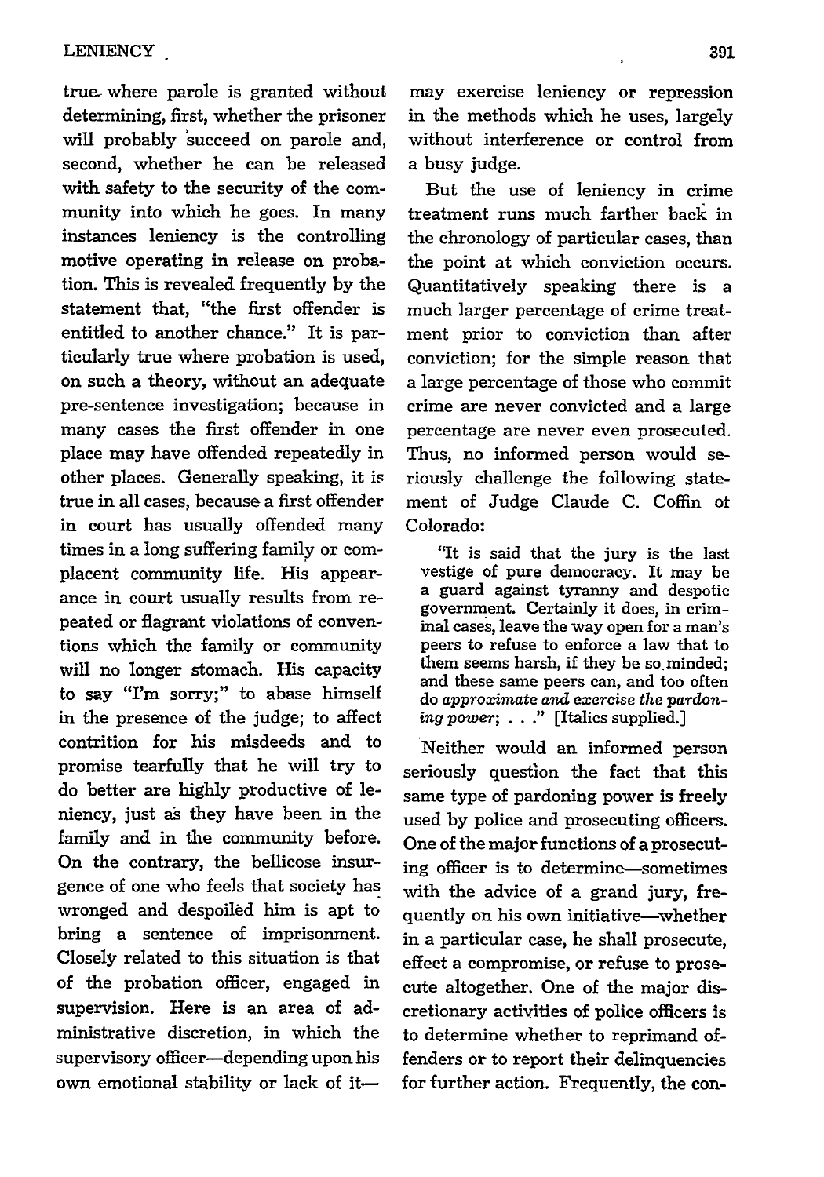true where parole is granted without determining, first, whether the prisoner will probably succeed on parole and, second, whether he can be released with safety to the security of the community into which he goes. In many instances leniency is the controlling motive operating in release on probation. This is revealed frequently by the statement that, "the first offender is entitled to another chance." It is particularly true where probation is used, on such a theory, without an adequate pre-sentence investigation; because in many cases the first offender in one place may have offended repeatedly in other places. Generally speaking, it is true in all cases, because a first offender in court has usually offended many times in a long suffering family or complacent community life. His appearance in court usually results from repeated or flagrant violations of conventions which the family or community will no longer stomach. His capacity to say "I'm sorry;" to abase himself in the presence of the judge; to affect contrition for his misdeeds and to promise tearfully that he will try to do better are highly productive of leniency, just as they have been in the family and in the community before. On the contrary, the bellicose insurgence of one who feels that society has wronged and despoiled him is apt to bring a sentence of imprisonment. Closely related to this situation is that of the probation officer, engaged in supervision. Here is an area of administrative discretion, in which the supervisory officer—depending upon his own emotional stability or lack of it—may exercise leniency or repression in the methods which he uses, largely without interference or control from a busy judge.

But the use of leniency in crime treatment runs much farther back in the chronology of particular cases, than the point at which conviction occurs. Quantitatively speaking there is a much larger percentage of crime treatment prior to conviction than after conviction; for the simple reason that a large percentage of those who commit crime are never convicted and a large percentage are never even prosecuted. Thus, no informed person would seriously challenge the following statement of Judge Claude C. Coffin of Colorado:

> "It is said that the jury is the last vestige of pure democracy. It may be a guard against tyranny and despotic government. Certainly it does, in criminal cases, leave the way open for a man's peers to refuse to enforce a law that to them seems harsh, if they be so minded; and these same peers can, and too often do *approximate and exercise the pardoning power*; . . ." [Italics supplied.]

Neither would an informed person seriously question the fact that this same type of pardoning power is freely used by police and prosecuting officers. One of the major functions of a prosecuting officer is to determine—sometimes with the advice of a grand jury, frequently on his own initiative—whether in a particular case, he shall prosecute, effect a compromise, or refuse to prosecute altogether. One of the major discretionary activities of police officers is to determine whether to reprimand offenders or to report their delinquencies for further action. Frequently, the con-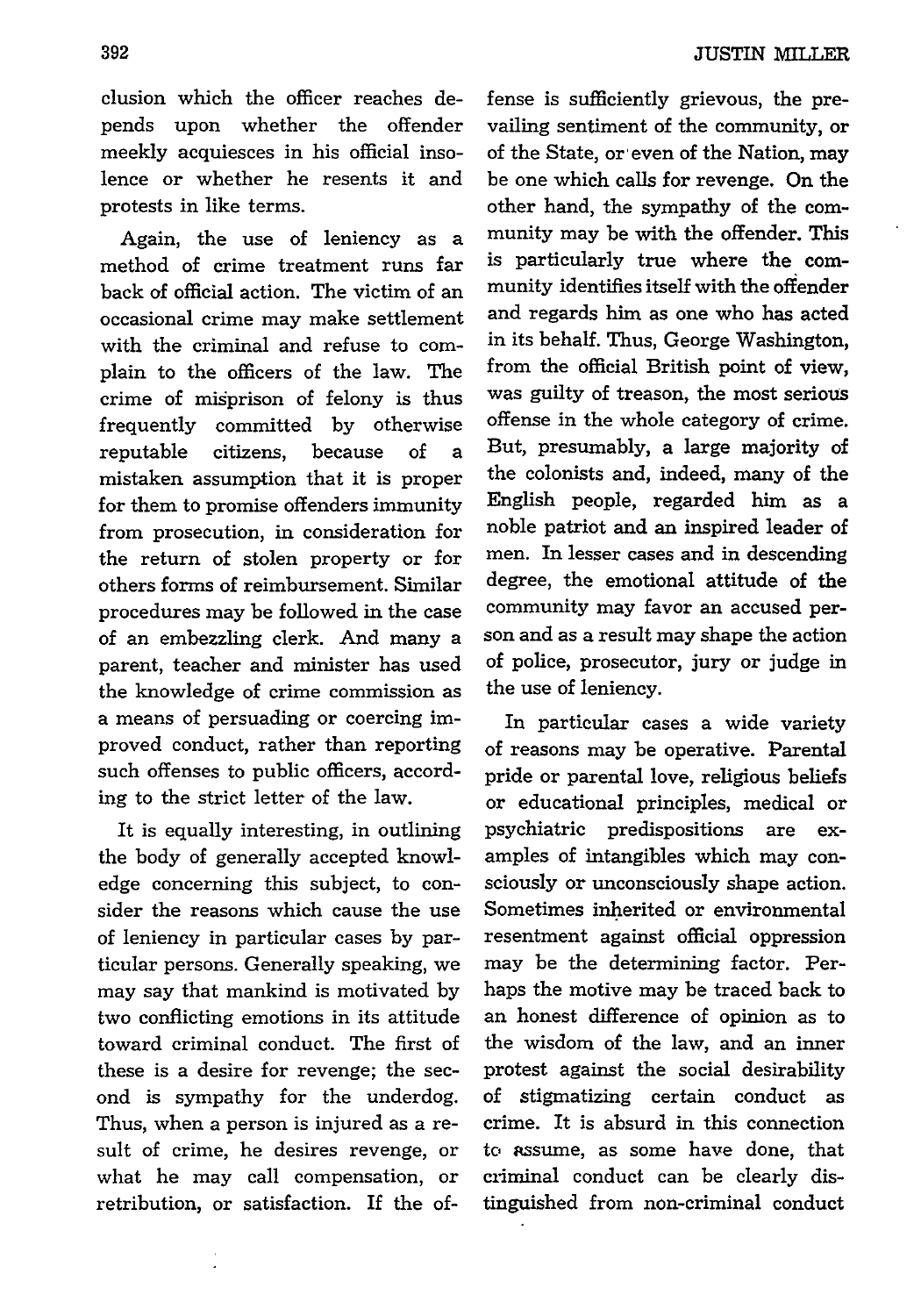clusion which the officer reaches depends upon whether the offender meekly acquiesces in his official insolence or whether he resents it and protests in like terms.

Again, the use of leniency as a method of crime treatment runs far back of official action. The victim of an occasional crime may make settlement with the criminal and refuse to complain to the officers of the law. The crime of misprison of felony is thus frequently committed by otherwise reputable citizens, because of a mistaken assumption that it is proper for them to promise offenders immunity from prosecution, in consideration for the return of stolen property or for others forms of reimbursement. Similar procedures may be followed in the case of an embezzling clerk. And many a parent, teacher and minister has used the knowledge of crime commission as a means of persuading or coercing improved conduct, rather than reporting such offenses to public officers, according to the strict letter of the law.

It is equally interesting, in outlining the body of generally accepted knowledge concerning this subject, to consider the reasons which cause the use of leniency in particular cases by particular persons. Generally speaking, we may say that mankind is motivated by two conflicting emotions in its attitude toward criminal conduct. The first of these is a desire for revenge; the second is sympathy for the underdog. Thus, when a person is injured as a result of crime, he desires revenge, or what he may call compensation, or retribution, or satisfaction. If the offense is sufficiently grievous, the prevailing sentiment of the community, or of the State, or even of the Nation, may be one which calls for revenge. On the other hand, the sympathy of the community may be with the offender. This is particularly true where the community identifies itself with the offender and regards him as one who has acted in its behalf. Thus, George Washington, from the official British point of view, was guilty of treason, the most serious offense in the whole category of crime. But, presumably, a large majority of the colonists and, indeed, many of the English people, regarded him as a noble patriot and an inspired leader of men. In lesser cases and in descending degree, the emotional attitude of the community may favor an accused person and as a result may shape the action of police, prosecutor, jury or judge in the use of leniency.

In particular cases a wide variety of reasons may be operative. Parental pride or parental love, religious beliefs or educational principles, medical or psychiatric predispositions are examples of intangibles which may consciously or unconsciously shape action. Sometimes inherited or environmental resentment against official oppression may be the determining factor. Perhaps the motive may be traced back to an honest difference of opinion as to the wisdom of the law, and an inner protest against the social desirability of stigmatizing certain conduct as crime. It is absurd in this connection to assume, as some have done, that criminal conduct can be clearly distinguished from non-criminal conduct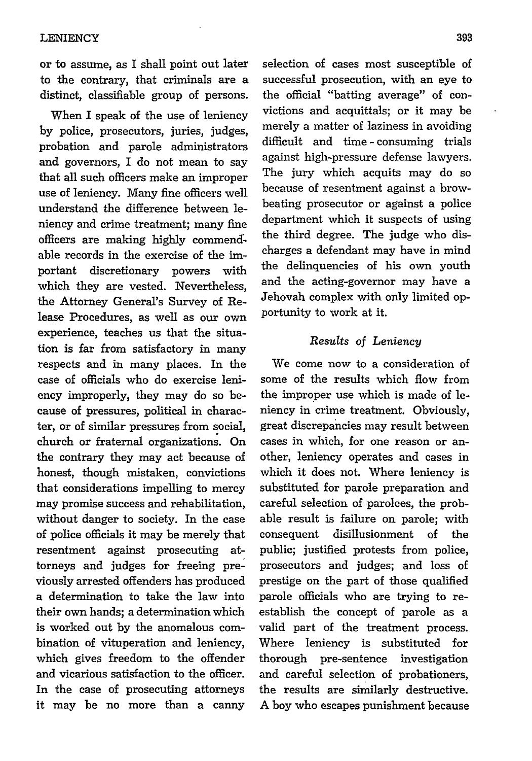or to assume, as I shall point out later to the contrary, that criminals are a distinct, classifiable group of persons.

When I speak of the use of leniency by police, prosecutors, juries, judges, probation and parole administrators and governors, I do not mean to say that all such officers make an improper use of leniency. Many fine officers well understand the difference between leniency and crime treatment; many fine officers are making highly commendable records in the exercise of the important discretionary powers with which they are vested. Nevertheless, the Attorney General's Survey of Release Procedures, as well as our own experience, teaches us that the situation is far from satisfactory in many respects and in many places. In the case of officials who do exercise leniency improperly, they may do so because of pressures, political in character, or of similar pressures from social, church or fraternal organizations. On the contrary they may act because of honest, though mistaken, convictions that considerations impelling to mercy may promise success and rehabilitation, without danger to society. In the case of police officials it may be merely that resentment against prosecuting attorneys and judges for freeing previously arrested offenders has produced a determination to take the law into their own hands; a determination which is worked out by the anomalous combination of vituperation and leniency, which gives freedom to the offender and vicarious satisfaction to the officer. In the case of prosecuting attorneys it may be no more than a canny selection of cases most susceptible of successful prosecution, with an eye to the official "batting average" of convictions and acquittals; or it may be merely a matter of laziness in avoiding difficult and time-consuming trials against high-pressure defense lawyers. The jury which acquits may do so because of resentment against a browbeating prosecutor or against a police department which it suspects of using the third degree. The judge who discharges a defendant may have in mind the delinquencies of his own youth and the acting-governor may have a Jehovah complex with only limited opportunity to work at it.

### *Results of Leniency*

We come now to a consideration of some of the results which flow from the improper use which is made of leniency in crime treatment. Obviously, great discrepancies may result between cases in which, for one reason or another, leniency operates and cases in which it does not. Where leniency is substituted for parole preparation and careful selection of parolees, the probable result is failure on parole; with consequent disillusionment of the public; justified protests from police, prosecutors and judges; and loss of prestige on the part of those qualified parole officials who are trying to reestablish the concept of parole as a valid part of the treatment process. Where leniency is substituted for thorough pre-sentence investigation and careful selection of probationers, the results are similarly destructive. A boy who escapes punishment because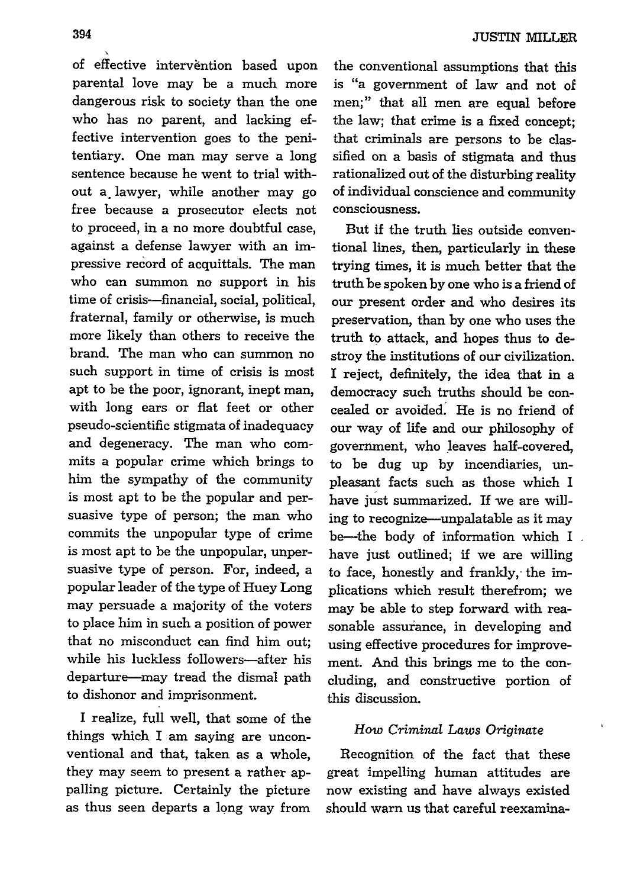of effective intervention based upon parental love may be a much more dangerous risk to society than the one who has no parent, and lacking effective intervention goes to the penitentiary. One man may serve a long sentence because he went to trial without a lawyer, while another may go free because a prosecutor elects not to proceed, in a no more doubtful case, against a defense lawyer with an impressive record of acquittals. The man who can summon no support in his time of crisis—financial, social, political, fraternal, family or otherwise, is much more likely than others to receive the brand. The man who can summon no such support in time of crisis is most apt to be the poor, ignorant, inept man, with long ears or flat feet or other pseudo-scientific stigmata of inadequacy and degeneracy. The man who commits a popular crime which brings to him the sympathy of the community is most apt to be the popular and persuasive type of person; the man who commits the unpopular type of crime is most apt to be the unpopular, unpersuasive type of person. For, indeed, a popular leader of the type of Huey Long may persuade a majority of the voters to place him in such a position of power that no misconduct can find him out; while his luckless followers—after his departure—may tread the dismal path to dishonor and imprisonment.

I realize, full well, that some of the things which I am saying are unconventional and that, taken as a whole, they may seem to present a rather appalling picture. Certainly the picture as thus seen departs a long way from the conventional assumptions that this is "a government of law and not of men;" that all men are equal before the law; that crime is a fixed concept; that criminals are persons to be classified on a basis of stigmata and thus rationalized out of the disturbing reality of individual conscience and community consciousness.

But if the truth lies outside conventional lines, then, particularly in these trying times, it is much better that the truth be spoken by one who is a friend of our present order and who desires its preservation, than by one who uses the truth to attack, and hopes thus to destroy the institutions of our civilization. I reject, definitely, the idea that in a democracy such truths should be concealed or avoided. He is no friend of our way of life and our philosophy of government, who leaves half-covered, to be dug up by incendiaries, unpleasant facts such as those which I have just summarized. If we are willing to recognize—unpalatable as it may be—the body of information which I have just outlined; if we are willing to face, honestly and frankly, the implications which result therefrom; we may be able to step forward with reasonable assurance, in developing and using effective procedures for improvement. And this brings me to the concluding, and constructive portion of this discussion.

### *How Criminal Laws Originate*

Recognition of the fact that these great impelling human attitudes are now existing and have always existed should warn us that careful reexamina-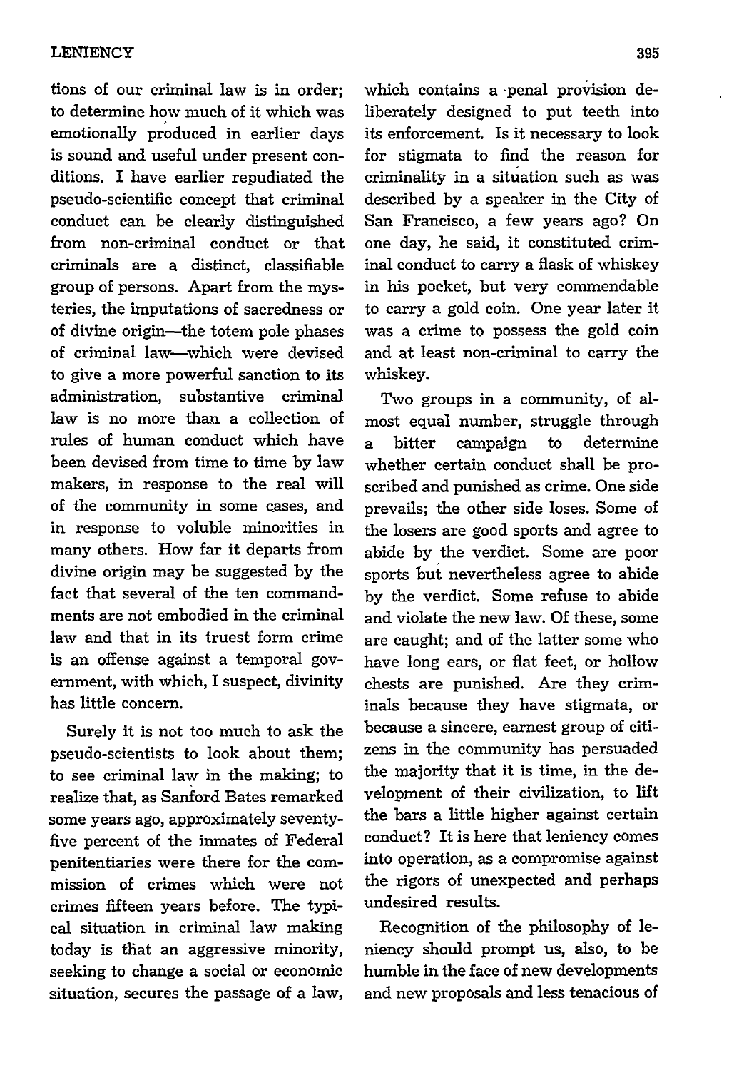tions of our criminal law is in order; to determine how much of it which was emotionally produced in earlier days is sound and useful under present conditions. I have earlier repudiated the pseudo-scientific concept that criminal conduct can be clearly distinguished from non-criminal conduct or that criminals are a distinct, classifiable group of persons. Apart from the mysteries, the imputations of sacredness or of divine origin—the totem pole phases of criminal law—which were devised to give a more powerful sanction to its administration, substantive criminal law is no more than a collection of rules of human conduct which have been devised from time to time by law makers, in response to the real will of the community in some cases, and in response to voluble minorities in many others. How far it departs from divine origin may be suggested by the fact that several of the ten commandments are not embodied in the criminal law and that in its truest form crime is an offense against a temporal government, with which, I suspect, divinity has little concern.

Surely it is not too much to ask the pseudo-scientists to look about them; to see criminal law in the making; to realize that, as Sanford Bates remarked some years ago, approximately seventy-five percent of the inmates of Federal penitentiaries were there for the commission of crimes which were not crimes fifteen years before. The typical situation in criminal law making today is that an aggressive minority, seeking to change a social or economic situation, secures the passage of a law, which contains a penal provision deliberately designed to put teeth into its enforcement. Is it necessary to look for stigmata to find the reason for criminality in a situation such as was described by a speaker in the City of San Francisco, a few years ago? On one day, he said, it constituted criminal conduct to carry a flask of whiskey in his pocket, but very commendable to carry a gold coin. One year later it was a crime to possess the gold coin and at least non-criminal to carry the whiskey.

Two groups in a community, of almost equal number, struggle through a bitter campaign to determine whether certain conduct shall be proscribed and punished as crime. One side prevails; the other side loses. Some of the losers are good sports and agree to abide by the verdict. Some are poor sports but nevertheless agree to abide by the verdict. Some refuse to abide and violate the new law. Of these, some are caught; and of the latter some who have long ears, or flat feet, or hollow chests are punished. Are they criminals because they have stigmata, or because a sincere, earnest group of citizens in the community has persuaded the majority that it is time, in the development of their civilization, to lift the bars a little higher against certain conduct? It is here that leniency comes into operation, as a compromise against the rigors of unexpected and perhaps undesired results.

Recognition of the philosophy of leniency should prompt us, also, to be humble in the face of new developments and new proposals and less tenacious of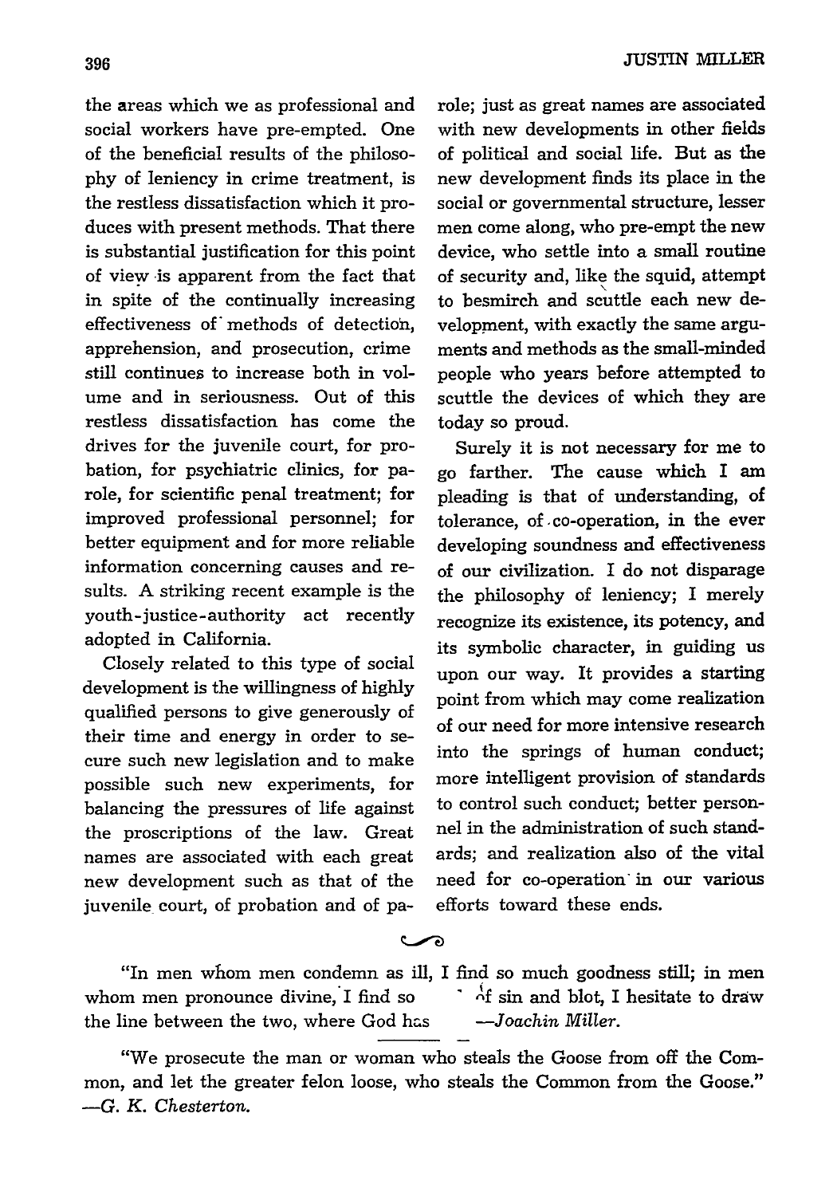the areas which we as professional and social workers have pre-empted. One of the beneficial results of the philosophy of leniency in crime treatment, is the restless dissatisfaction which it produces with present methods. That there is substantial justification for this point of view is apparent from the fact that in spite of the continually increasing effectiveness of methods of detection, apprehension, and prosecution, crime still continues to increase both in volume and in seriousness. Out of this restless dissatisfaction has come the drives for the juvenile court, for probation, for psychiatric clinics, for parole, for scientific penal treatment; for improved professional personnel; for better equipment and for more reliable information concerning causes and results. A striking recent example is the youth-justice-authority act recently adopted in California.

Closely related to this type of social development is the willingness of highly qualified persons to give generously of their time and energy in order to secure such new legislation and to make possible such new experiments, for balancing the pressures of life against the proscriptions of the law. Great names are associated with each great new development such as that of the juvenile court, of probation and of parole; just as great names are associated with new developments in other fields of political and social life. But as the new development finds its place in the social or governmental structure, lesser men come along, who pre-empt the new device, who settle into a small routine of security and, like the squid, attempt to besmirch and scuttle each new development, with exactly the same arguments and methods as the small-minded people who years before attempted to scuttle the devices of which they are today so proud.

Surely it is not necessary for me to go farther. The cause which I am pleading is that of understanding, of tolerance, of co-operation, in the ever developing soundness and effectiveness of our civilization. I do not disparage the philosophy of leniency; I merely recognize its existence, its potency, and its symbolic character, in guiding us upon our way. It provides a starting point from which may come realization of our need for more intensive research into the springs of human conduct; more intelligent provision of standards to control such conduct; better personnel in the administration of such standards; and realization also of the vital need for co-operation in our various efforts toward these ends.

---

"In men whom men condemn as ill, I find so much goodness still; in men whom men pronounce divine, I find so ... of sin and blot, I hesitate to draw the line between the two, where God has ... —*Joachin Miller.*

---

"We prosecute the man or woman who steals the Goose from off the Common, and let the greater felon loose, who steals the Common from the Goose." —*G. K. Chesterton.*